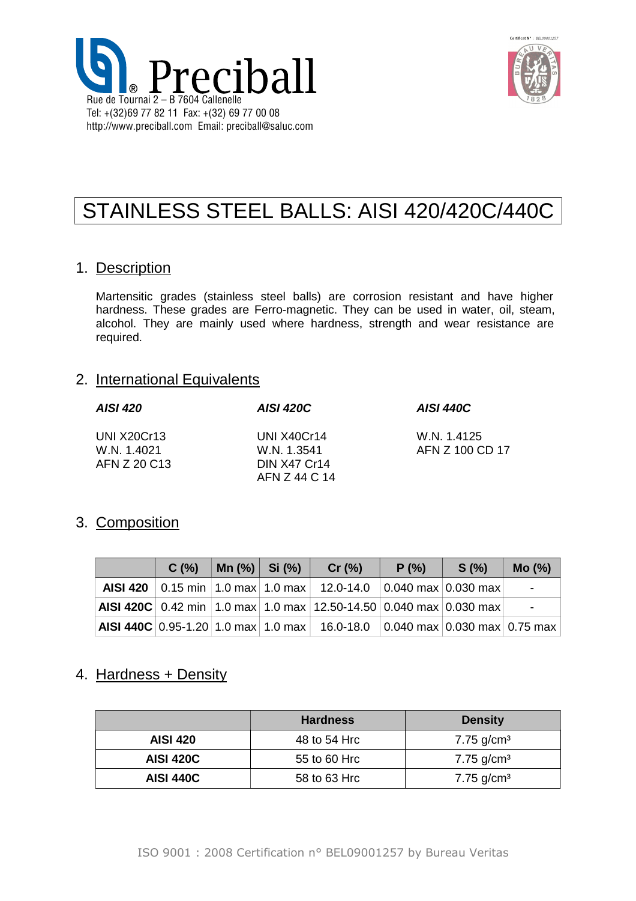# Preciball

Rue de Tournai 2 – B 7604 Callenelle
Tel: +(32)69 77 82 11 Fax: +(32) 69 77 00 08
http://www.preciball.com Email: preciball@saluc.com

Certificat N° : BEL09001257

# STAINLESS STEEL BALLS: AISI 420/420C/440C

## 1. Description

Martensitic grades (stainless steel balls) are corrosion resistant and have higher hardness. These grades are Ferro-magnetic. They can be used in water, oil, steam, alcohol. They are mainly used where hardness, strength and wear resistance are required.

## 2. International Equivalents

***AISI 420***

UNI X20Cr13
W.N. 1.4021
AFN Z 20 C13

***AISI 420C***

UNI X40Cr14
W.N. 1.3541
DIN X47 Cr14
AFN Z 44 C 14

***AISI 440C***

W.N. 1.4125
AFN Z 100 CD 17

## 3. Composition

| | C (%) | Mn (%) | Si (%) | Cr (%) | P (%) | S (%) | Mo (%) |
|---|---|---|---|---|---|---|---|
| **AISI 420** | 0.15 min | 1.0 max | 1.0 max | 12.0-14.0 | 0.040 max | 0.030 max | - |
| **AISI 420C** | 0.42 min | 1.0 max | 1.0 max | 12.50-14.50 | 0.040 max | 0.030 max | - |
| **AISI 440C** | 0.95-1.20 | 1.0 max | 1.0 max | 16.0-18.0 | 0.040 max | 0.030 max | 0.75 max |

## 4. Hardness + Density

| | Hardness | Density |
|---|---|---|
| **AISI 420** | 48 to 54 Hrc | 7.75 g/cm³ |
| **AISI 420C** | 55 to 60 Hrc | 7.75 g/cm³ |
| **AISI 440C** | 58 to 63 Hrc | 7.75 g/cm³ |

ISO 9001 : 2008 Certification n° BEL09001257 by Bureau Veritas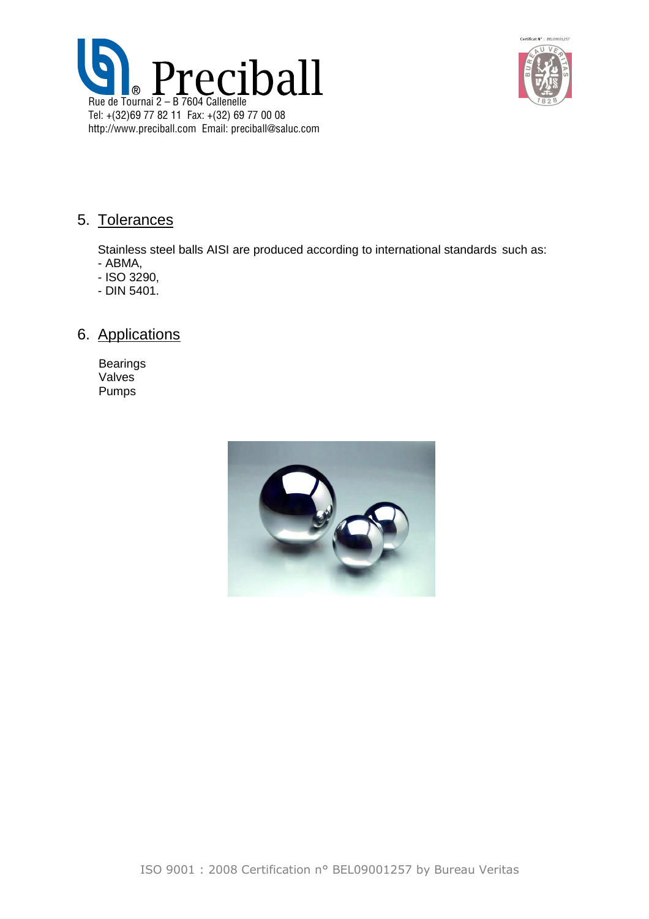Preciball
Rue de Tournai 2 – B 7604 Callenelle
Tel: +(32)69 77 82 11 Fax: +(32) 69 77 00 08
http://www.preciball.com Email: preciball@saluc.com

## 5. Tolerances

Stainless steel balls AISI are produced according to international standards such as:
- ABMA,
- ISO 3290,
- DIN 5401.

## 6. Applications

Bearings
Valves
Pumps

ISO 9001 : 2008 Certification n° BEL09001257 by Bureau Veritas